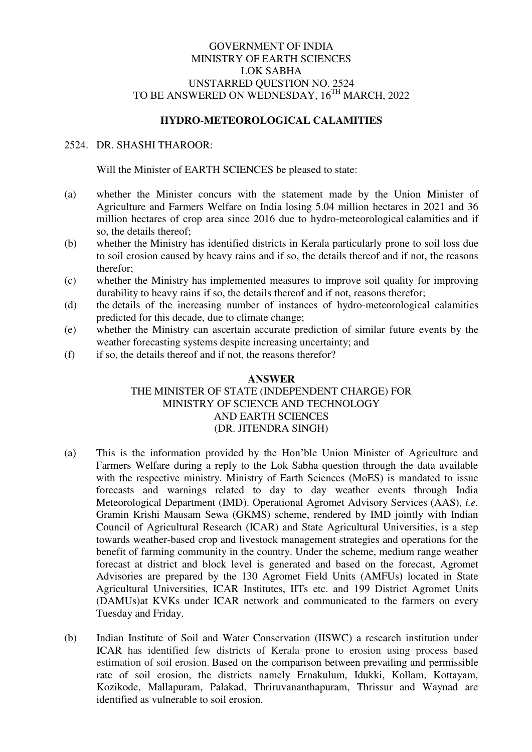GOVERNMENT OF INDIA
MINISTRY OF EARTH SCIENCES
LOK SABHA
UNSTARRED QUESTION NO. 2524
TO BE ANSWERED ON WEDNESDAY, 16TH MARCH, 2022

## HYDRO-METEOROLOGICAL CALAMITIES

2524. DR. SHASHI THAROOR:

Will the Minister of EARTH SCIENCES be pleased to state:

(a) whether the Minister concurs with the statement made by the Union Minister of Agriculture and Farmers Welfare on India losing 5.04 million hectares in 2021 and 36 million hectares of crop area since 2016 due to hydro-meteorological calamities and if so, the details thereof;

(b) whether the Ministry has identified districts in Kerala particularly prone to soil loss due to soil erosion caused by heavy rains and if so, the details thereof and if not, the reasons therefor;

(c) whether the Ministry has implemented measures to improve soil quality for improving durability to heavy rains if so, the details thereof and if not, reasons therefor;

(d) the details of the increasing number of instances of hydro-meteorological calamities predicted for this decade, due to climate change;

(e) whether the Ministry can ascertain accurate prediction of similar future events by the weather forecasting systems despite increasing uncertainty; and

(f) if so, the details thereof and if not, the reasons therefor?

## ANSWER

THE MINISTER OF STATE (INDEPENDENT CHARGE) FOR
MINISTRY OF SCIENCE AND TECHNOLOGY
AND EARTH SCIENCES
(DR. JITENDRA SINGH)

(a) This is the information provided by the Hon'ble Union Minister of Agriculture and Farmers Welfare during a reply to the Lok Sabha question through the data available with the respective ministry. Ministry of Earth Sciences (MoES) is mandated to issue forecasts and warnings related to day to day weather events through India Meteorological Department (IMD). Operational Agromet Advisory Services (AAS), *i.e.* Gramin Krishi Mausam Sewa (GKMS) scheme, rendered by IMD jointly with Indian Council of Agricultural Research (ICAR) and State Agricultural Universities, is a step towards weather-based crop and livestock management strategies and operations for the benefit of farming community in the country. Under the scheme, medium range weather forecast at district and block level is generated and based on the forecast, Agromet Advisories are prepared by the 130 Agromet Field Units (AMFUs) located in State Agricultural Universities, ICAR Institutes, IITs etc. and 199 District Agromet Units (DAMUs)at KVKs under ICAR network and communicated to the farmers on every Tuesday and Friday.

(b) Indian Institute of Soil and Water Conservation (IISWC) a research institution under ICAR has identified few districts of Kerala prone to erosion using process based estimation of soil erosion. Based on the comparison between prevailing and permissible rate of soil erosion, the districts namely Ernakulum, Idukki, Kollam, Kottayam, Kozikode, Mallapuram, Palakad, Thriruvananthapuram, Thrissur and Waynad are identified as vulnerable to soil erosion.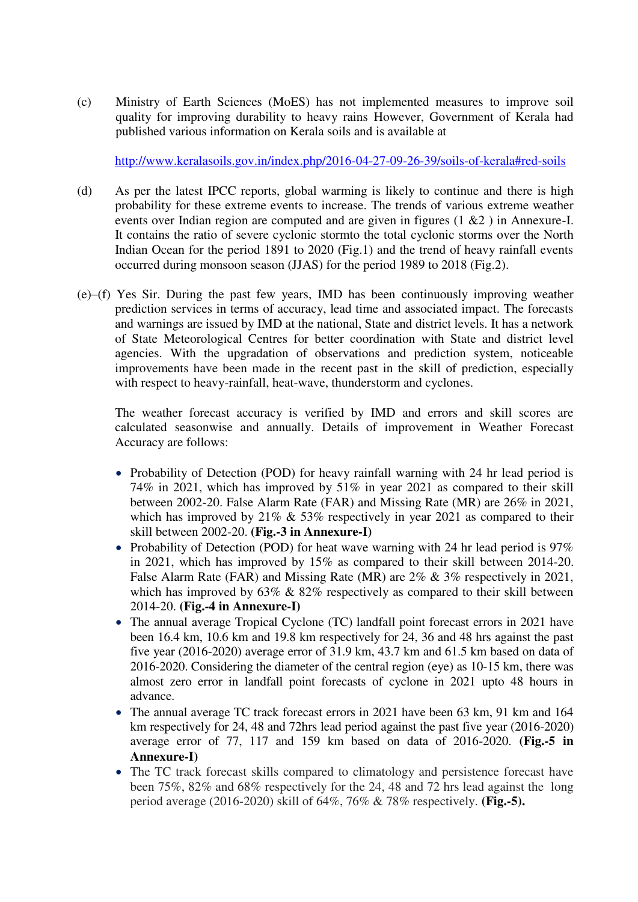(c) Ministry of Earth Sciences (MoES) has not implemented measures to improve soil quality for improving durability to heavy rains However, Government of Kerala had published various information on Kerala soils and is available at

http://www.keralasoils.gov.in/index.php/2016-04-27-09-26-39/soils-of-kerala#red-soils

(d) As per the latest IPCC reports, global warming is likely to continue and there is high probability for these extreme events to increase. The trends of various extreme weather events over Indian region are computed and are given in figures (1 &2 ) in Annexure-I. It contains the ratio of severe cyclonic stormto the total cyclonic storms over the North Indian Ocean for the period 1891 to 2020 (Fig.1) and the trend of heavy rainfall events occurred during monsoon season (JJAS) for the period 1989 to 2018 (Fig.2).

(e)–(f) Yes Sir. During the past few years, IMD has been continuously improving weather prediction services in terms of accuracy, lead time and associated impact. The forecasts and warnings are issued by IMD at the national, State and district levels. It has a network of State Meteorological Centres for better coordination with State and district level agencies. With the upgradation of observations and prediction system, noticeable improvements have been made in the recent past in the skill of prediction, especially with respect to heavy-rainfall, heat-wave, thunderstorm and cyclones.

The weather forecast accuracy is verified by IMD and errors and skill scores are calculated seasonwise and annually. Details of improvement in Weather Forecast Accuracy are follows:

- Probability of Detection (POD) for heavy rainfall warning with 24 hr lead period is 74% in 2021, which has improved by 51% in year 2021 as compared to their skill between 2002-20. False Alarm Rate (FAR) and Missing Rate (MR) are 26% in 2021, which has improved by 21% & 53% respectively in year 2021 as compared to their skill between 2002-20. **(Fig.-3 in Annexure-I)**
- Probability of Detection (POD) for heat wave warning with 24 hr lead period is 97% in 2021, which has improved by 15% as compared to their skill between 2014-20. False Alarm Rate (FAR) and Missing Rate (MR) are 2% & 3% respectively in 2021, which has improved by 63% & 82% respectively as compared to their skill between 2014-20. **(Fig.-4 in Annexure-I)**
- The annual average Tropical Cyclone (TC) landfall point forecast errors in 2021 have been 16.4 km, 10.6 km and 19.8 km respectively for 24, 36 and 48 hrs against the past five year (2016-2020) average error of 31.9 km, 43.7 km and 61.5 km based on data of 2016-2020. Considering the diameter of the central region (eye) as 10-15 km, there was almost zero error in landfall point forecasts of cyclone in 2021 upto 48 hours in advance.
- The annual average TC track forecast errors in 2021 have been 63 km, 91 km and 164 km respectively for 24, 48 and 72hrs lead period against the past five year (2016-2020) average error of 77, 117 and 159 km based on data of 2016-2020. **(Fig.-5 in Annexure-I)**
- The TC track forecast skills compared to climatology and persistence forecast have been 75%, 82% and 68% respectively for the 24, 48 and 72 hrs lead against the long period average (2016-2020) skill of 64%, 76% & 78% respectively. **(Fig.-5).**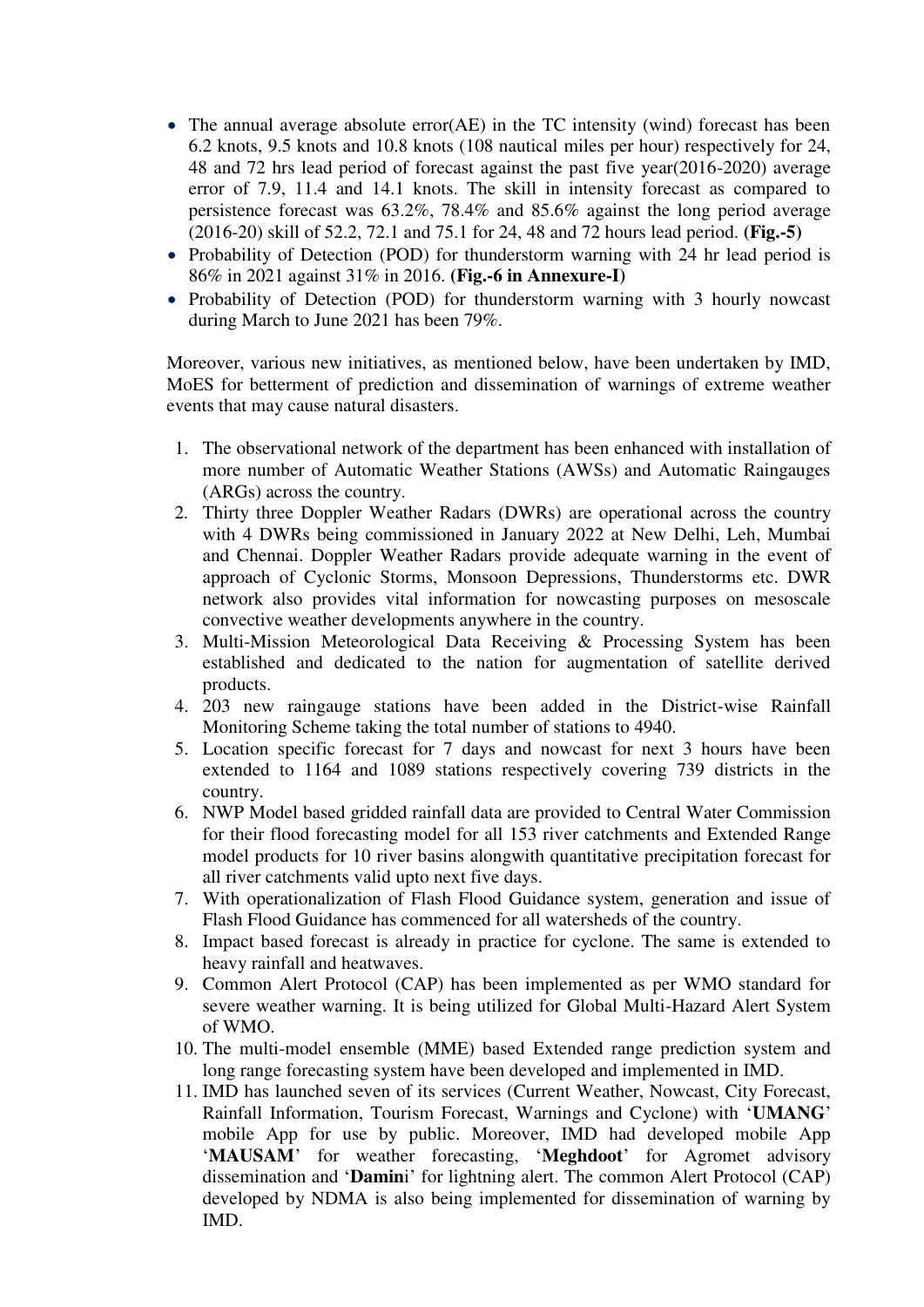- The annual average absolute error(AE) in the TC intensity (wind) forecast has been 6.2 knots, 9.5 knots and 10.8 knots (108 nautical miles per hour) respectively for 24, 48 and 72 hrs lead period of forecast against the past five year(2016-2020) average error of 7.9, 11.4 and 14.1 knots. The skill in intensity forecast as compared to persistence forecast was 63.2%, 78.4% and 85.6% against the long period average (2016-20) skill of 52.2, 72.1 and 75.1 for 24, 48 and 72 hours lead period. **(Fig.-5)**
- Probability of Detection (POD) for thunderstorm warning with 24 hr lead period is 86% in 2021 against 31% in 2016. **(Fig.-6 in Annexure-I)**
- Probability of Detection (POD) for thunderstorm warning with 3 hourly nowcast during March to June 2021 has been 79%.

Moreover, various new initiatives, as mentioned below, have been undertaken by IMD, MoES for betterment of prediction and dissemination of warnings of extreme weather events that may cause natural disasters.

1. The observational network of the department has been enhanced with installation of more number of Automatic Weather Stations (AWSs) and Automatic Raingauges (ARGs) across the country.
2. Thirty three Doppler Weather Radars (DWRs) are operational across the country with 4 DWRs being commissioned in January 2022 at New Delhi, Leh, Mumbai and Chennai. Doppler Weather Radars provide adequate warning in the event of approach of Cyclonic Storms, Monsoon Depressions, Thunderstorms etc. DWR network also provides vital information for nowcasting purposes on mesoscale convective weather developments anywhere in the country.
3. Multi-Mission Meteorological Data Receiving & Processing System has been established and dedicated to the nation for augmentation of satellite derived products.
4. 203 new raingauge stations have been added in the District-wise Rainfall Monitoring Scheme taking the total number of stations to 4940.
5. Location specific forecast for 7 days and nowcast for next 3 hours have been extended to 1164 and 1089 stations respectively covering 739 districts in the country.
6. NWP Model based gridded rainfall data are provided to Central Water Commission for their flood forecasting model for all 153 river catchments and Extended Range model products for 10 river basins alongwith quantitative precipitation forecast for all river catchments valid upto next five days.
7. With operationalization of Flash Flood Guidance system, generation and issue of Flash Flood Guidance has commenced for all watersheds of the country.
8. Impact based forecast is already in practice for cyclone. The same is extended to heavy rainfall and heatwaves.
9. Common Alert Protocol (CAP) has been implemented as per WMO standard for severe weather warning. It is being utilized for Global Multi-Hazard Alert System of WMO.
10. The multi-model ensemble (MME) based Extended range prediction system and long range forecasting system have been developed and implemented in IMD.
11. IMD has launched seven of its services (Current Weather, Nowcast, City Forecast, Rainfall Information, Tourism Forecast, Warnings and Cyclone) with '**UMANG**' mobile App for use by public. Moreover, IMD had developed mobile App '**MAUSAM**' for weather forecasting, '**Meghdoot**' for Agromet advisory dissemination and '**Damin**i' for lightning alert. The common Alert Protocol (CAP) developed by NDMA is also being implemented for dissemination of warning by IMD.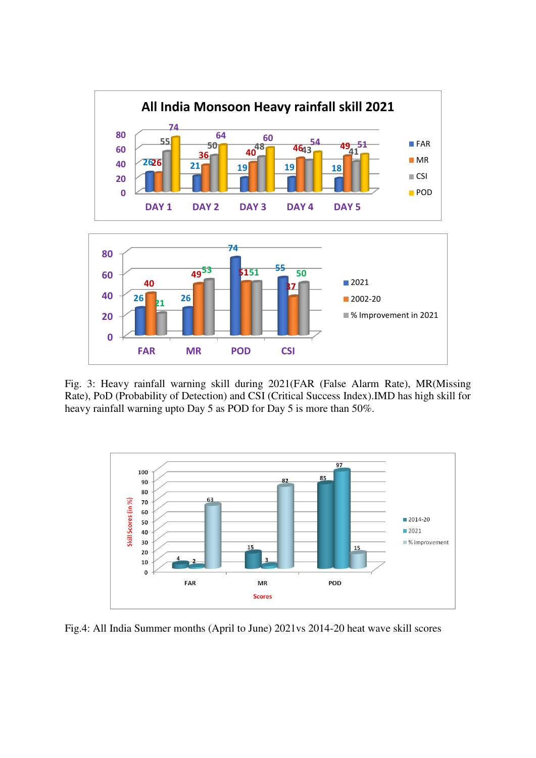Fig. 3: Heavy rainfall warning skill during 2021(FAR (False Alarm Rate), MR(Missing Rate), PoD (Probability of Detection) and CSI (Critical Success Index).IMD has high skill for heavy rainfall warning upto Day 5 as POD for Day 5 is more than 50%.

Fig.4: All India Summer months (April to June) 2021vs 2014-20 heat wave skill scores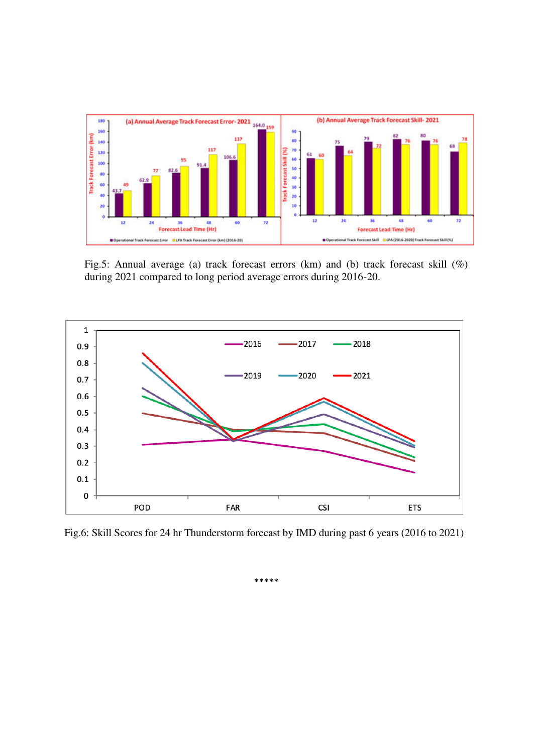(a) Annual Average Track Forecast Error- 2021

Track Forecast Error (km)

180
160
140
120
100
80
60
40
20
0

43.7 49 62.9 77 82.6 95 91.4 117 106.6 137 164.0 159

12 24 36 48 60 72

Forecast Lead Time (Hr)

Operational Track Forecast Error   LPA Track Forecast Error (km) (2016-20)

(b) Annual Average Track Forecast Skill- 2021

Track Forecast Skill (%)

90
80
70
60
50
40
30
20
10
0

61 60 75 64 79 72 82 76 80 76 68 78

12 24 36 48 60 72

Forecast Lead Time (Hr)

Operational Track Forecast Skill   LPA (2016-2020) Track Forecast Skill (%)

Fig.5: Annual average (a) track forecast errors (km) and (b) track forecast skill (%) during 2021 compared to long period average errors during 2016-20.

1
0.9
0.8
0.7
0.6
0.5
0.4
0.3
0.2
0.1
0

2016 2017 2018
2019 2020 2021

POD FAR CSI ETS

Fig.6: Skill Scores for 24 hr Thunderstorm forecast by IMD during past 6 years (2016 to 2021)

*****